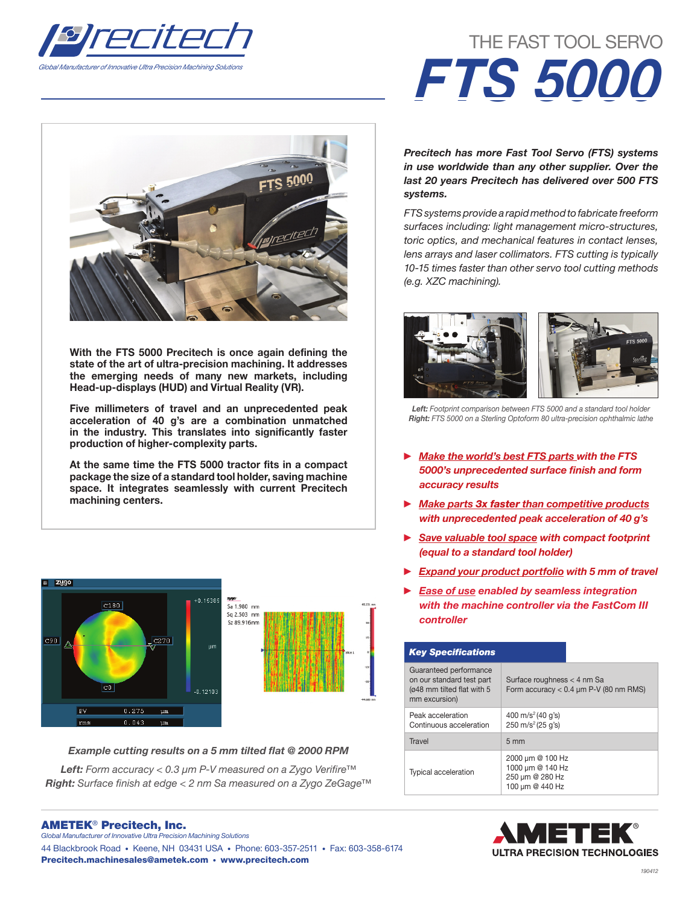# Precitech

*Global Manufacturer of Innovative Ultra Precision Machining Solutions*

## THE FAST TOOL SERVO

# FTS 5000

**With the FTS 5000 Precitech is once again defining the state of the art of ultra-precision machining. It addresses the emerging needs of many new markets, including Head-up-displays (HUD) and Virtual Reality (VR).**

**Five millimeters of travel and an unprecedented peak acceleration of 40 g's are a combination unmatched in the industry. This translates into significantly faster production of higher-complexity parts.**

**At the same time the FTS 5000 tractor fits in a compact package the size of a standard tool holder, saving machine space. It integrates seamlessly with current Precitech machining centers.**

***Example cutting results on a 5 mm tilted flat @ 2000 RPM***

***Left:*** *Form accuracy < 0.3 µm P-V measured on a Zygo Verifire™*
***Right:*** *Surface finish at edge < 2 nm Sa measured on a Zygo ZeGage™*

***Precitech has more Fast Tool Servo (FTS) systems in use worldwide than any other supplier. Over the last 20 years Precitech has delivered over 500 FTS systems.***

*FTS systems provide a rapid method to fabricate freeform surfaces including: light management micro-structures, toric optics, and mechanical features in contact lenses, lens arrays and laser collimators. FTS cutting is typically 10-15 times faster than other servo tool cutting methods (e.g. XZC machining).*

***Left:*** *Footprint comparison between FTS 5000 and a standard tool holder*
***Right:*** *FTS 5000 on a Sterling Optoform 80 ultra-precision ophthalmic lathe*

- ***Make the world's best FTS parts** with the FTS 5000's unprecedented surface finish and form accuracy results*
- ***Make parts 3x faster** than competitive products with unprecedented peak acceleration of 40 g's*
- ***Save valuable tool space** with compact footprint (equal to a standard tool holder)*
- ***Expand your product portfolio** with 5 mm of travel*
- ***Ease of use** enabled by seamless integration with the machine controller via the FastCom III controller*

### Key Specifications

| | |
|---|---|
| Guaranteed performance on our standard test part (ø48 mm tilted flat with 5 mm excursion) | Surface roughness < 4 nm Sa<br>Form accuracy < 0.4 µm P-V (80 nm RMS) |
| Peak acceleration<br>Continuous acceleration | 400 m/s² (40 g's)<br>250 m/s² (25 g's) |
| Travel | 5 mm |
| Typical acceleration | 2000 µm @ 100 Hz<br>1000 µm @ 140 Hz<br>250 µm @ 280 Hz<br>100 µm @ 440 Hz |

**AMETEK® Precitech, Inc.**
*Global Manufacturer of Innovative Ultra Precision Machining Solutions*
44 Blackbrook Road • Keene, NH 03431 USA • Phone: 603-357-2511 • Fax: 603-358-6174
**Precitech.machinesales@ametek.com • www.precitech.com**

AMETEK® ULTRA PRECISION TECHNOLOGIES

190412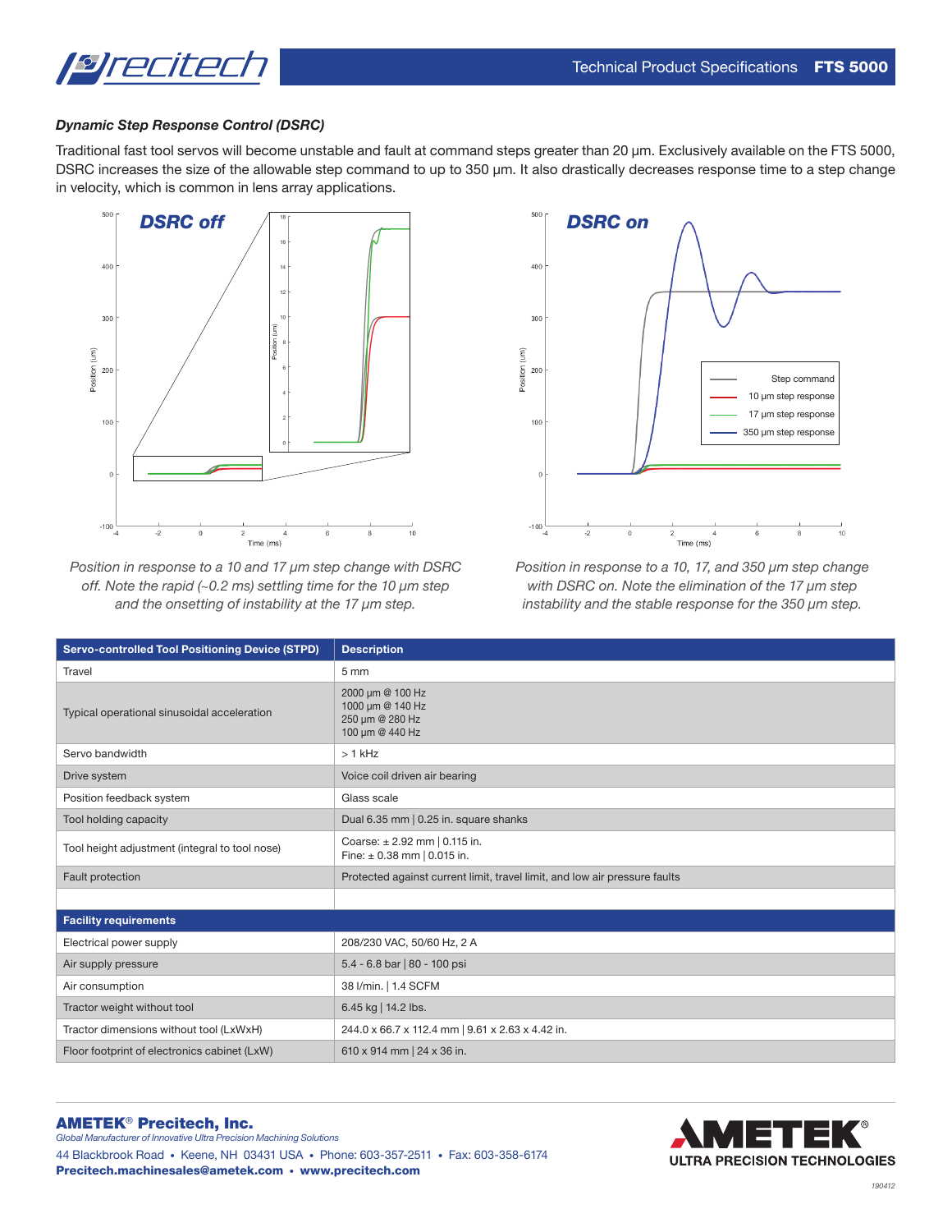### *Dynamic Step Response Control (DSRC)*

Traditional fast tool servos will become unstable and fault at command steps greater than 20 µm. Exclusively available on the FTS 5000, DSRC increases the size of the allowable step command to up to 350 µm. It also drastically decreases response time to a step change in velocity, which is common in lens array applications.

DSRC off

Position (µm)

Time (ms)

*Position in response to a 10 and 17 µm step change with DSRC off. Note the rapid (~0.2 ms) settling time for the 10 µm step and the onsetting of instability at the 17 µm step.*

DSRC on

Step command
10 µm step response
17 µm step response
350 µm step response

Position (µm)

Time (ms)

*Position in response to a 10, 17, and 350 µm step change with DSRC on. Note the elimination of the 17 µm step instability and the stable response for the 350 µm step.*

| Servo-controlled Tool Positioning Device (STPD) | Description |
|---|---|
| Travel | 5 mm |
| Typical operational sinusoidal acceleration | 2000 µm @ 100 Hz<br>1000 µm @ 140 Hz<br>250 µm @ 280 Hz<br>100 µm @ 440 Hz |
| Servo bandwidth | > 1 kHz |
| Drive system | Voice coil driven air bearing |
| Position feedback system | Glass scale |
| Tool holding capacity | Dual 6.35 mm \| 0.25 in. square shanks |
| Tool height adjustment (integral to tool nose) | Coarse: ± 2.92 mm \| 0.115 in.<br>Fine: ± 0.38 mm \| 0.015 in. |
| Fault protection | Protected against current limit, travel limit, and low air pressure faults |
| | |
| **Facility requirements** | |
| Electrical power supply | 208/230 VAC, 50/60 Hz, 2 A |
| Air supply pressure | 5.4 - 6.8 bar \| 80 - 100 psi |
| Air consumption | 38 l/min. \| 1.4 SCFM |
| Tractor weight without tool | 6.45 kg \| 14.2 lbs. |
| Tractor dimensions without tool (LxWxH) | 244.0 x 66.7 x 112.4 mm \| 9.61 x 2.63 x 4.42 in. |
| Floor footprint of electronics cabinet (LxW) | 610 x 914 mm \| 24 x 36 in. |

**AMETEK® Precitech, Inc.**
*Global Manufacturer of Innovative Ultra Precision Machining Solutions*
44 Blackbrook Road • Keene, NH 03431 USA • Phone: 603-357-2511 • Fax: 603-358-6174
**Precitech.machinesales@ametek.com • www.precitech.com**

AMETEK® ULTRA PRECISION TECHNOLOGIES

190412